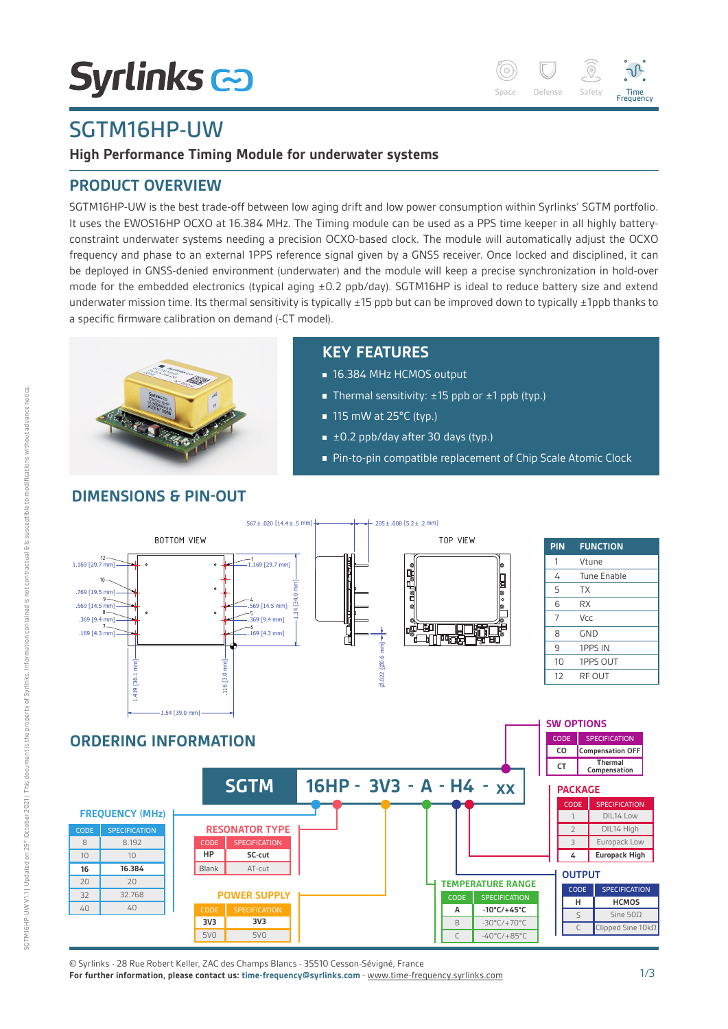# SGTM16HP-UW

**High Performance Timing Module for underwater systems**

## PRODUCT OVERVIEW

SGTM16HP-UW is the best trade-off between low aging drift and low power consumption within Syrlinks' SGTM portfolio. It uses the EWOS16HP OCXO at 16.384 MHz. The Timing module can be used as a PPS time keeper in all highly battery-constraint underwater systems needing a precision OCXO-based clock. The module will automatically adjust the OCXO frequency and phase to an external 1PPS reference signal given by a GNSS receiver. Once locked and disciplined, it can be deployed in GNSS-denied environment (underwater) and the module will keep a precise synchronization in hold-over mode for the embedded electronics (typical aging ±0.2 ppb/day). SGTM16HP is ideal to reduce battery size and extend underwater mission time. Its thermal sensitivity is typically ±15 ppb but can be improved down to typically ±1ppb thanks to a specific firmware calibration on demand (-CT model).

## KEY FEATURES

- 16.384 MHz HCMOS output
- Thermal sensitivity: ±15 ppb or ±1 ppb (typ.)
- 115 mW at 25°C (typ.)
- ±0.2 ppb/day after 30 days (typ.)
- Pin-to-pin compatible replacement of Chip Scale Atomic Clock

## DIMENSIONS & PIN-OUT

BOTTOM VIEW

TOP VIEW

.567 ± .020 [14.4 ± .5 mm]

.205 ± .008 [5.2 ± .2 mm]

1.169 [29.7 mm]

.769 [19.5 mm]

.569 [14.5 mm]

.369 [9.4 mm]

.169 [4.3 mm]

1.34 [34.0 mm]

1.419 [36.1 mm]

.116 [3.0 mm]

1.54 [39.0 mm]

Ø.022 [Ø0.6 mm]

| PIN | FUNCTION |
|---|---|
| 1 | Vtune |
| 4 | Tune Enable |
| 5 | TX |
| 6 | RX |
| 7 | Vcc |
| 8 | GND |
| 9 | 1PPS IN |
| 10 | 1PPS OUT |
| 12 | RF OUT |

## ORDERING INFORMATION

**SGTM 16HP - 3V3 - A - H4 - xx**

### FREQUENCY (MHz)

| CODE | SPECIFICATION |
|---|---|
| 8 | 8.192 |
| 10 | 10 |
| **16** | **16.384** |
| 20 | 20 |
| 32 | 32.768 |
| 40 | 40 |

### RESONATOR TYPE

| CODE | SPECIFICATION |
|---|---|
| **HP** | **SC-cut** |
| Blank | AT-cut |

### POWER SUPPLY

| CODE | SPECIFICATION |
|---|---|
| **3V3** | **3V3** |
| 5V0 | 5V0 |

### TEMPERATURE RANGE

| CODE | SPECIFICATION |
|---|---|
| **A** | **-10°C/+45°C** |
| B | -30°C/+70°C |
| C | -40°C/+85°C |

### SW OPTIONS

| CODE | SPECIFICATION |
|---|---|
| **CO** | **Compensation OFF** |
| **CT** | **Thermal Compensation** |

### PACKAGE

| CODE | SPECIFICATION |
|---|---|
| 1 | DIL14 Low |
| 2 | DIL14 High |
| 3 | Europack Low |
| **4** | **Europack High** |

### OUTPUT

| CODE | SPECIFICATION |
|---|---|
| **H** | **HCMOS** |
| S | Sine 50Ω |
| C | Clipped Sine 10kΩ |

© Syrlinks - 28 Rue Robert Keller, ZAC des Champs Blancs - 35510 Cesson-Sévigné, France
**For further information, please contact us: time-frequency@syrlinks.com** - www.time-frequency.syrlinks.com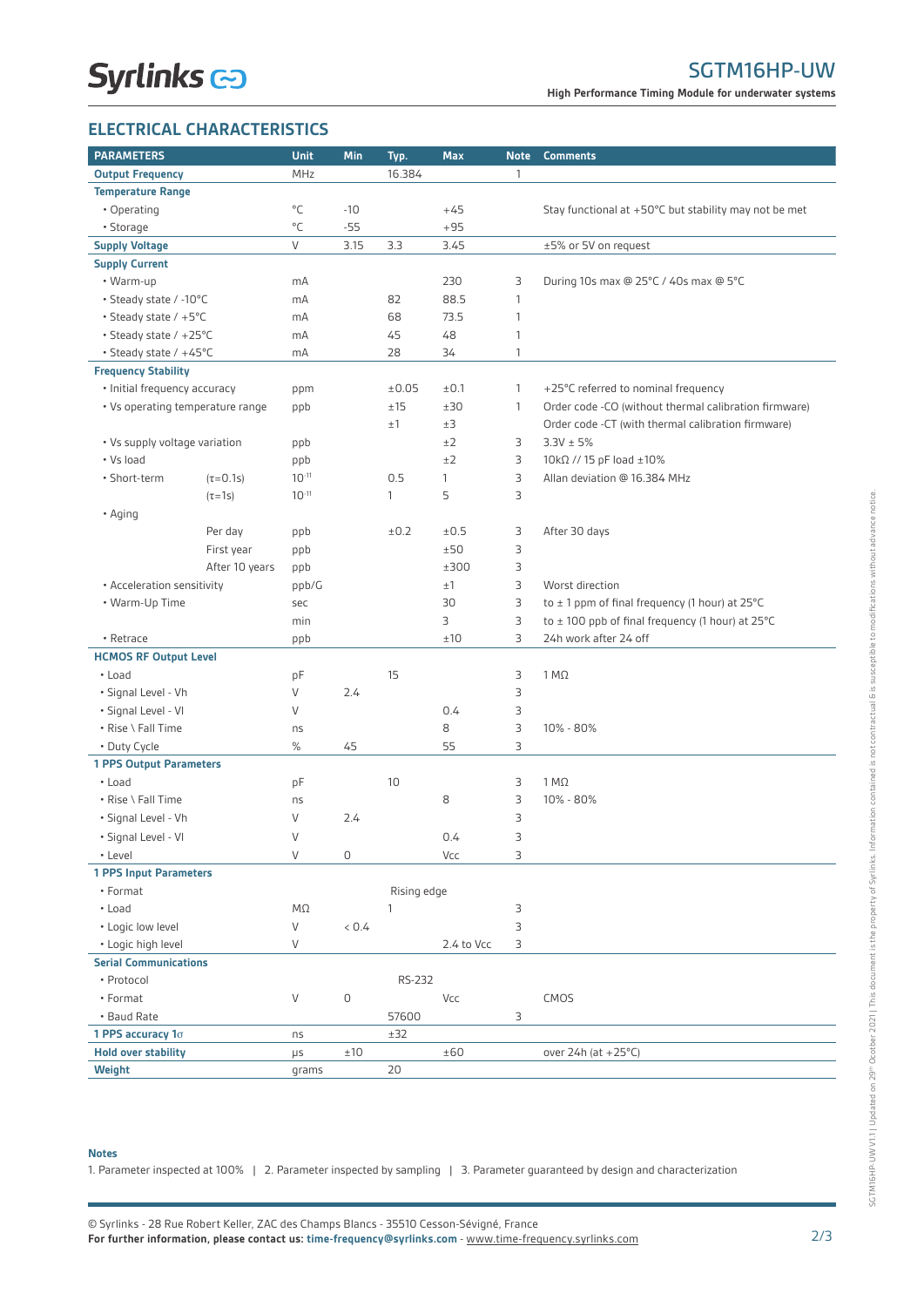## ELECTRICAL CHARACTERISTICS

| PARAMETERS | | Unit | Min | Typ. | Max | Note | Comments |
|---|---|---|---|---|---|---|---|
| **Output Frequency** | | MHz | | 16.384 | | 1 | |
| **Temperature Range** | | | | | | | |
| • Operating | | °C | -10 | | +45 | | Stay functional at +50°C but stability may not be met |
| • Storage | | °C | -55 | | +95 | | |
| **Supply Voltage** | | V | 3.15 | 3.3 | 3.45 | | ±5% or 5V on request |
| **Supply Current** | | | | | | | |
| • Warm-up | | mA | | | 230 | 3 | During 10s max @ 25°C / 40s max @ 5°C |
| • Steady state / -10°C | | mA | | 82 | 88.5 | 1 | |
| • Steady state / +5°C | | mA | | 68 | 73.5 | 1 | |
| • Steady state / +25°C | | mA | | 45 | 48 | 1 | |
| • Steady state / +45°C | | mA | | 28 | 34 | 1 | |
| **Frequency Stability** | | | | | | | |
| • Initial frequency accuracy | | ppm | | ±0.05 | ±0.1 | 1 | +25°C referred to nominal frequency |
| • Vs operating temperature range | | ppb | | ±15 | ±30 | 1 | Order code -CO (without thermal calibration firmware) |
| | | | | ±1 | ±3 | | Order code -CT (with thermal calibration firmware) |
| • Vs supply voltage variation | | ppb | | | ±2 | 3 | 3.3V ± 5% |
| • Vs load | | ppb | | | ±2 | 3 | 10kΩ // 15 pF load ±10% |
| • Short-term | (τ=0.1s) | $10^{-11}$ | | 0.5 | 1 | 3 | Allan deviation @ 16.384 MHz |
| | (τ=1s) | $10^{-11}$ | | 1 | 5 | 3 | |
| • Aging | | | | | | | |
| | Per day | ppb | | ±0.2 | ±0.5 | 3 | After 30 days |
| | First year | ppb | | | ±50 | 3 | |
| | After 10 years | ppb | | | ±300 | 3 | |
| • Acceleration sensitivity | | ppb/G | | | ±1 | 3 | Worst direction |
| • Warm-Up Time | | sec | | | 30 | 3 | to ± 1 ppm of final frequency (1 hour) at 25°C |
| | | min | | | 3 | 3 | to ± 100 ppb of final frequency (1 hour) at 25°C |
| • Retrace | | ppb | | | ±10 | 3 | 24h work after 24 off |
| **HCMOS RF Output Level** | | | | | | | |
| • Load | | pF | | 15 | | 3 | 1 MΩ |
| • Signal Level - Vh | | V | 2.4 | | | 3 | |
| • Signal Level - Vl | | V | | | 0.4 | 3 | |
| • Rise \ Fall Time | | ns | | | 8 | 3 | 10% - 80% |
| • Duty Cycle | | % | 45 | | 55 | 3 | |
| **1 PPS Output Parameters** | | | | | | | |
| • Load | | pF | | 10 | | 3 | 1 MΩ |
| • Rise \ Fall Time | | ns | | | 8 | 3 | 10% - 80% |
| • Signal Level - Vh | | V | 2.4 | | | 3 | |
| • Signal Level - Vl | | V | | | 0.4 | 3 | |
| • Level | | V | 0 | | Vcc | 3 | |
| **1 PPS Input Parameters** | | | | | | | |
| • Format | | | | Rising edge | | | |
| • Load | | MΩ | | 1 | | 3 | |
| • Logic low level | | V | < 0.4 | | | 3 | |
| • Logic high level | | V | | | 2.4 to Vcc | 3 | |
| **Serial Communications** | | | | | | | |
| • Protocol | | | | RS-232 | | | |
| • Format | | V | 0 | | Vcc | | CMOS |
| • Baud Rate | | | | 57600 | | 3 | |
| **1 PPS accuracy 1σ** | | ns | | ±32 | | | |
| **Hold over stability** | | µs | ±10 | | ±60 | | over 24h (at +25°C) |
| **Weight** | | grams | | 20 | | | |

**Notes**

1. Parameter inspected at 100% | 2. Parameter inspected by sampling | 3. Parameter guaranteed by design and characterization

SGTM16HP-UW V1.1 | Updated on 29th October 2021 | This document is the property of Syrlinks. Information contained is not contractual & is susceptible to modifications without advance notice.

© Syrlinks - 28 Rue Robert Keller, ZAC des Champs Blancs - 35510 Cesson-Sévigné, France
**For further information, please contact us:** **time-frequency@syrlinks.com** - www.time-frequency.syrlinks.com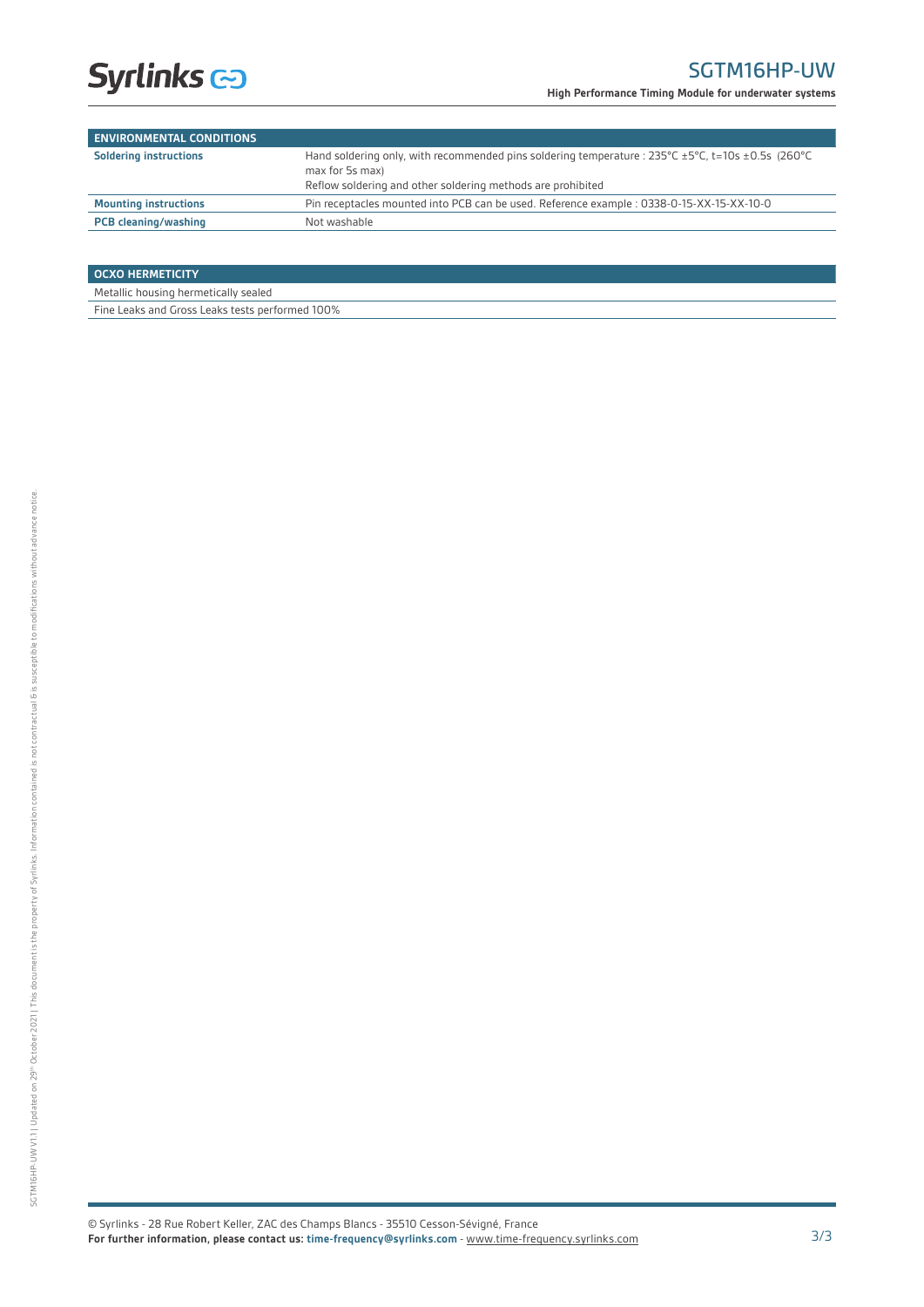| ENVIRONMENTAL CONDITIONS | |
|---|---|
| **Soldering instructions** | Hand soldering only, with recommended pins soldering temperature : 235°C ±5°C, t=10s ±0.5s (260°C max for 5s max)<br>Reflow soldering and other soldering methods are prohibited |
| **Mounting instructions** | Pin receptacles mounted into PCB can be used. Reference example : 0338-0-15-XX-15-XX-10-0 |
| **PCB cleaning/washing** | Not washable |

| OCXO HERMETICITY |
|---|
| Metallic housing hermetically sealed |
| Fine Leaks and Gross Leaks tests performed 100% |

© Syrlinks - 28 Rue Robert Keller, ZAC des Champs Blancs - 35510 Cesson-Sévigné, France
**For further information, please contact us:** **time-frequency@syrlinks.com** - www.time-frequency.syrlinks.com